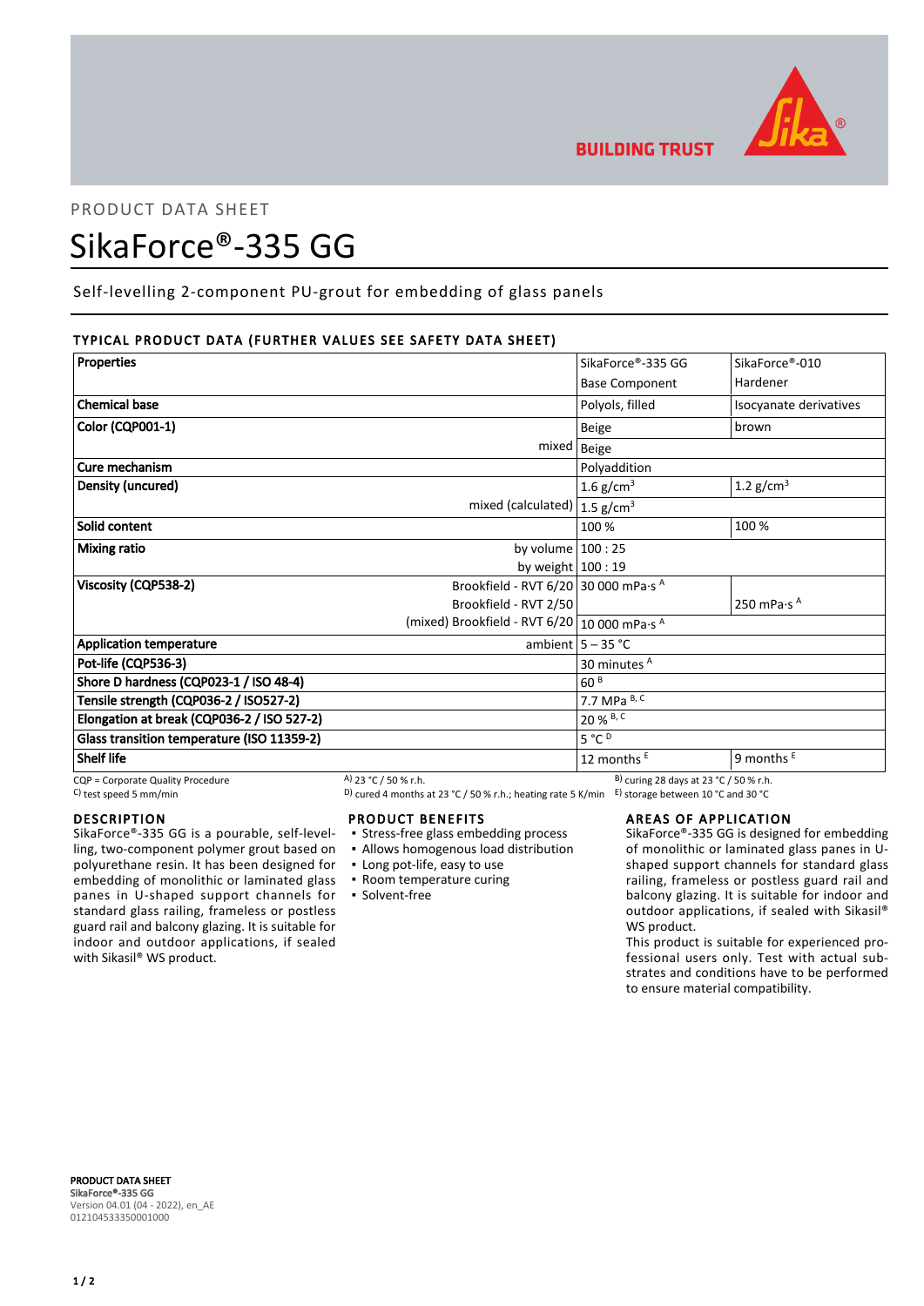PRODUCT DATA SHEET

# SikaForce®-335 GG

Self-levelling 2-component PU-grout for embedding of glass panels

## TYPICAL PRODUCT DATA (FURTHER VALUES SEE SAFETY DATA SHEET)

| Properties | | SikaForce®-335 GG Base Component | SikaForce®-010 Hardener |
|---|---|---|---|
| Chemical base | | Polyols, filled | Isocyanate derivatives |
| Color (CQP001-1) | | Beige | brown |
| | mixed | Beige | |
| Cure mechanism | | Polyaddition | |
| Density (uncured) | | 1.6 g/cm³ | 1.2 g/cm³ |
| | mixed (calculated) | 1.5 g/cm³ | |
| Solid content | | 100 % | 100 % |
| Mixing ratio | by volume | 100 : 25 | |
| | by weight | 100 : 19 | |
| Viscosity (CQP538-2) | Brookfield - RVT 6/20 | 30 000 mPa·s [A] | |
| | Brookfield - RVT 2/50 | | 250 mPa·s [A] |
| | (mixed) Brookfield - RVT 6/20 | 10 000 mPa·s [A] | |
| Application temperature | ambient | 5 – 35 °C | |
| Pot-life (CQP536-3) | | 30 minutes [A] | |
| Shore D hardness (CQP023-1 / ISO 48-4) | | 60 [B] | |
| Tensile strength (CQP036-2 / ISO527-2) | | 7.7 MPa [B, C] | |
| Elongation at break (CQP036-2 / ISO 527-2) | | 20 % [B, C] | |
| Glass transition temperature (ISO 11359-2) | | 5 °C [D] | |
| Shelf life | | 12 months [E] | 9 months [E] |

CQP = Corporate Quality Procedure
A) 23 °C / 50 % r.h.
B) curing 28 days at 23 °C / 50 % r.h.
C) test speed 5 mm/min
D) cured 4 months at 23 °C / 50 % r.h.; heating rate 5 K/min
E) storage between 10 °C and 30 °C

## DESCRIPTION

SikaForce®-335 GG is a pourable, self-levelling, two-component polymer grout based on polyurethane resin. It has been designed for embedding of monolithic or laminated glass panes in U-shaped support channels for standard glass railing, frameless or postless guard rail and balcony glazing. It is suitable for indoor and outdoor applications, if sealed with Sikasil® WS product.

## PRODUCT BENEFITS

- Stress-free glass embedding process
- Allows homogenous load distribution
- Long pot-life, easy to use
- Room temperature curing
- Solvent-free

## AREAS OF APPLICATION

SikaForce®-335 GG is designed for embedding of monolithic or laminated glass panes in U-shaped support channels for standard glass railing, frameless or postless guard rail and balcony glazing. It is suitable for indoor and outdoor applications, if sealed with Sikasil® WS product.

This product is suitable for experienced professional users only. Test with actual substrates and conditions have to be performed to ensure material compatibility.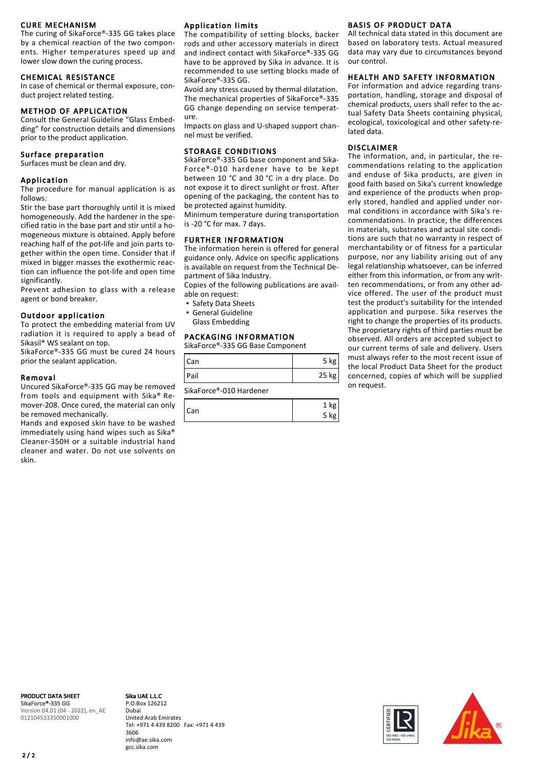## CURE MECHANISM

The curing of SikaForce®-335 GG takes place by a chemical reaction of the two components. Higher temperatures speed up and lower slow down the curing process.

## CHEMICAL RESISTANCE

In case of chemical or thermal exposure, conduct project related testing.

## METHOD OF APPLICATION

Consult the General Guideline "Glass Embedding" for construction details and dimensions prior to the product application.

### Surface preparation

Surfaces must be clean and dry.

### Application

The procedure for manual application is as follows:

Stir the base part thoroughly until it is mixed homogeneously. Add the hardener in the specified ratio in the base part and stir until a homogeneous mixture is obtained. Apply before reaching half of the pot-life and join parts together within the open time. Consider that if mixed in bigger masses the exothermic reaction can influence the pot-life and open time significantly.

Prevent adhesion to glass with a release agent or bond breaker.

### Outdoor application

To protect the embedding material from UV radiation it is required to apply a bead of Sikasil® WS sealant on top.

SikaForce®-335 GG must be cured 24 hours prior the sealant application.

### Removal

Uncured SikaForce®-335 GG may be removed from tools and equipment with Sika® Remover-208. Once cured, the material can only be removed mechanically.

Hands and exposed skin have to be washed immediately using hand wipes such as Sika® Cleaner-350H or a suitable industrial hand cleaner and water. Do not use solvents on skin.

### Application limits

The compatibility of setting blocks, backer rods and other accessory materials in direct and indirect contact with SikaForce®-335 GG have to be approved by Sika in advance. It is recommended to use setting blocks made of SikaForce®-335 GG.

Avoid any stress caused by thermal dilatation. The mechanical properties of SikaForce®-335 GG change depending on service temperature.

Impacts on glass and U-shaped support channel must be verified.

## STORAGE CONDITIONS

SikaForce®-335 GG base component and SikaForce®-010 hardener have to be kept between 10 °C and 30 °C in a dry place. Do not expose it to direct sunlight or frost. After opening of the packaging, the content has to be protected against humidity.

Minimum temperature during transportation is -20 °C for max. 7 days.

## FURTHER INFORMATION

The information herein is offered for general guidance only. Advice on specific applications is available on request from the Technical Department of Sika Industry.

Copies of the following publications are available on request:

- Safety Data Sheets
- General Guideline Glass Embedding

## PACKAGING INFORMATION

SikaForce®-335 GG Base Component

| | |
|---|---|
| Can | 5 kg |
| Pail | 25 kg |

SikaForce®-010 Hardener

| | |
|---|---|
| Can | 1 kg<br>5 kg |

## BASIS OF PRODUCT DATA

All technical data stated in this document are based on laboratory tests. Actual measured data may vary due to circumstances beyond our control.

## HEALTH AND SAFETY INFORMATION

For information and advice regarding transportation, handling, storage and disposal of chemical products, users shall refer to the actual Safety Data Sheets containing physical, ecological, toxicological and other safety-related data.

## DISCLAIMER

The information, and, in particular, the recommendations relating to the application and enduse of Sika products, are given in good faith based on Sika's current knowledge and experience of the products when properly stored, handled and applied under normal conditions in accordance with Sika's recommendations. In practice, the differences in materials, substrates and actual site conditions are such that no warranty in respect of merchantability or of fitness for a particular purpose, nor any liability arising out of any legal relationship whatsoever, can be inferred either from this information, or from any written recommendations, or from any other advice offered. The user of the product must test the product's suitability for the intended application and purpose. Sika reserves the right to change the properties of its products. The proprietary rights of third parties must be observed. All orders are accepted subject to our current terms of sale and delivery. Users must always refer to the most recent issue of the local Product Data Sheet for the product concerned, copies of which will be supplied on request.

**PRODUCT DATA SHEET**
**SikaForce®-335 GG**
Version 04.01 (04 - 2022), en_AE
012104533350001000

**Sika UAE L.L.C**
P.O.Box 126212
Dubai
United Arab Emirates
Tel: +971 4 439 8200 Fax: +971 4 439 3606
info@ae.sika.com
gcc.sika.com